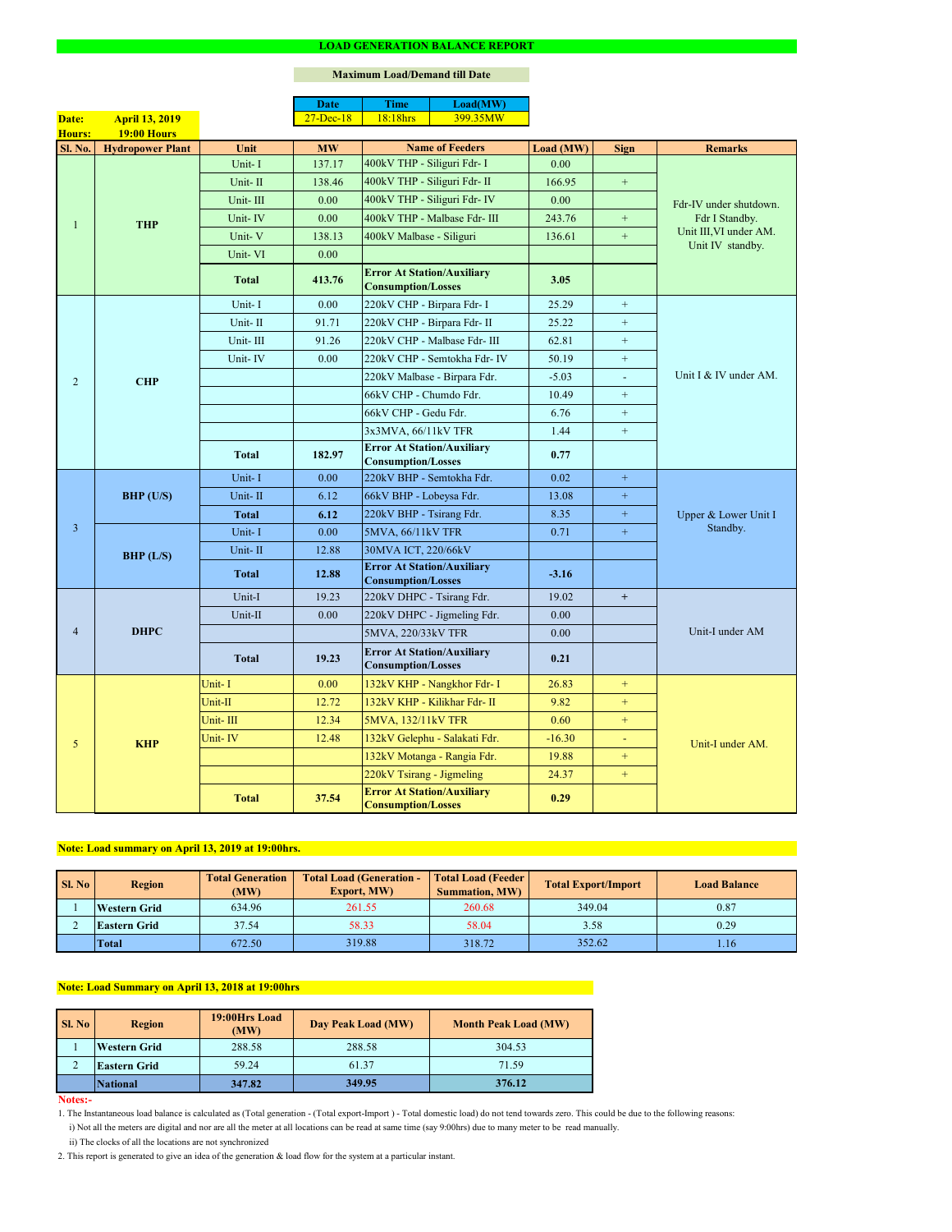# LOAD GENERATION BALANCE REPORT

**Maximum Load/Demand till Date**

| Date | Time | Load(MW) |
|---|---|---|
| 27-Dec-18 | 18:18hrs | 399.35MW |

**Date:** April 13, 2019

**Hours:** 19:00 Hours

| Sl. No. | Hydropower Plant | Unit | MW | Name of Feeders | Load (MW) | Sign | Remarks |
|---|---|---|---|---|---|---|---|
| 1 | THP | Unit- I | 137.17 | 400kV THP - Siliguri Fdr- I | 0.00 | | Fdr-IV under shutdown. Fdr I Standby. Unit III,VI under AM. Unit IV standby. |
| | | Unit- II | 138.46 | 400kV THP - Siliguri Fdr- II | 166.95 | + | |
| | | Unit- III | 0.00 | 400kV THP - Siliguri Fdr- IV | 0.00 | | |
| | | Unit- IV | 0.00 | 400kV THP - Malbase Fdr- III | 243.76 | + | |
| | | Unit- V | 138.13 | 400kV Malbase - Siliguri | 136.61 | + | |
| | | Unit- VI | 0.00 | | | | |
| | | **Total** | **413.76** | **Error At Station/Auxiliary Consumption/Losses** | **3.05** | | |
| 2 | CHP | Unit- I | 0.00 | 220kV CHP - Birpara Fdr- I | 25.29 | + | Unit I & IV under AM. |
| | | Unit- II | 91.71 | 220kV CHP - Birpara Fdr- II | 25.22 | + | |
| | | Unit- III | 91.26 | 220kV CHP - Malbase Fdr- III | 62.81 | + | |
| | | Unit- IV | 0.00 | 220kV CHP - Semtokha Fdr- IV | 50.19 | + | |
| | | | | 220kV Malbase - Birpara Fdr. | -5.03 | - | |
| | | | | 66kV CHP - Chumdo Fdr. | 10.49 | + | |
| | | | | 66kV CHP - Gedu Fdr. | 6.76 | + | |
| | | | | 3x3MVA, 66/11kV TFR | 1.44 | + | |
| | | **Total** | **182.97** | **Error At Station/Auxiliary Consumption/Losses** | **0.77** | | |
| 3 | BHP (U/S) | Unit- I | 0.00 | 220kV BHP - Semtokha Fdr. | 0.02 | + | Upper & Lower Unit I Standby. |
| | | Unit- II | 6.12 | 66kV BHP - Lobeysa Fdr. | 13.08 | + | |
| | | **Total** | **6.12** | 220kV BHP - Tsirang Fdr. | 8.35 | + | |
| | BHP (L/S) | Unit- I | 0.00 | 5MVA, 66/11kV TFR | 0.71 | + | |
| | | Unit- II | 12.88 | 30MVA ICT, 220/66kV | | | |
| | | **Total** | **12.88** | **Error At Station/Auxiliary Consumption/Losses** | **-3.16** | | |
| 4 | DHPC | Unit-I | 19.23 | 220kV DHPC - Tsirang Fdr. | 19.02 | + | Unit-I under AM |
| | | Unit-II | 0.00 | 220kV DHPC - Jigmeling Fdr. | 0.00 | | |
| | | | | 5MVA, 220/33kV TFR | 0.00 | | |
| | | **Total** | **19.23** | **Error At Station/Auxiliary Consumption/Losses** | **0.21** | | |
| 5 | KHP | Unit- I | 0.00 | 132kV KHP - Nangkhor Fdr- I | 26.83 | + | Unit-I under AM. |
| | | Unit-II | 12.72 | 132kV KHP - Kilikhar Fdr- II | 9.82 | + | |
| | | Unit- III | 12.34 | 5MVA, 132/11kV TFR | 0.60 | + | |
| | | Unit- IV | 12.48 | 132kV Gelephu - Salakati Fdr. | -16.30 | - | |
| | | | | 132kV Motanga - Rangia Fdr. | 19.88 | + | |
| | | | | 220kV Tsirang - Jigmeling | 24.37 | + | |
| | | **Total** | **37.54** | **Error At Station/Auxiliary Consumption/Losses** | **0.29** | | |

**Note: Load summary on April 13, 2019 at 19:00hrs.**

| Sl. No | Region | Total Generation (MW) | Total Load (Generation - Export, MW) | Total Load (Feeder Summation, MW) | Total Export/Import | Load Balance |
|---|---|---|---|---|---|---|
| 1 | Western Grid | 634.96 | 261.55 | 260.68 | 349.04 | 0.87 |
| 2 | Eastern Grid | 37.54 | 58.33 | 58.04 | 3.58 | 0.29 |
| | Total | 672.50 | 319.88 | 318.72 | 352.62 | 1.16 |

**Note: Load Summary on April 13, 2018 at 19:00hrs**

| Sl. No | Region | 19:00Hrs Load (MW) | Day Peak Load (MW) | Month Peak Load (MW) |
|---|---|---|---|---|
| 1 | Western Grid | 288.58 | 288.58 | 304.53 |
| 2 | Eastern Grid | 59.24 | 61.37 | 71.59 |
| | National | **347.82** | **349.95** | **376.12** |

**Notes:-**

1. The Instantaneous load balance is calculated as (Total generation - (Total export-Import ) - Total domestic load) do not tend towards zero. This could be due to the following reasons:
   i) Not all the meters are digital and nor are all the meter at all locations can be read at same time (say 9:00hrs) due to many meter to be read manually.
   ii) The clocks of all the locations are not synchronized
2. This report is generated to give an idea of the generation & load flow for the system at a particular instant.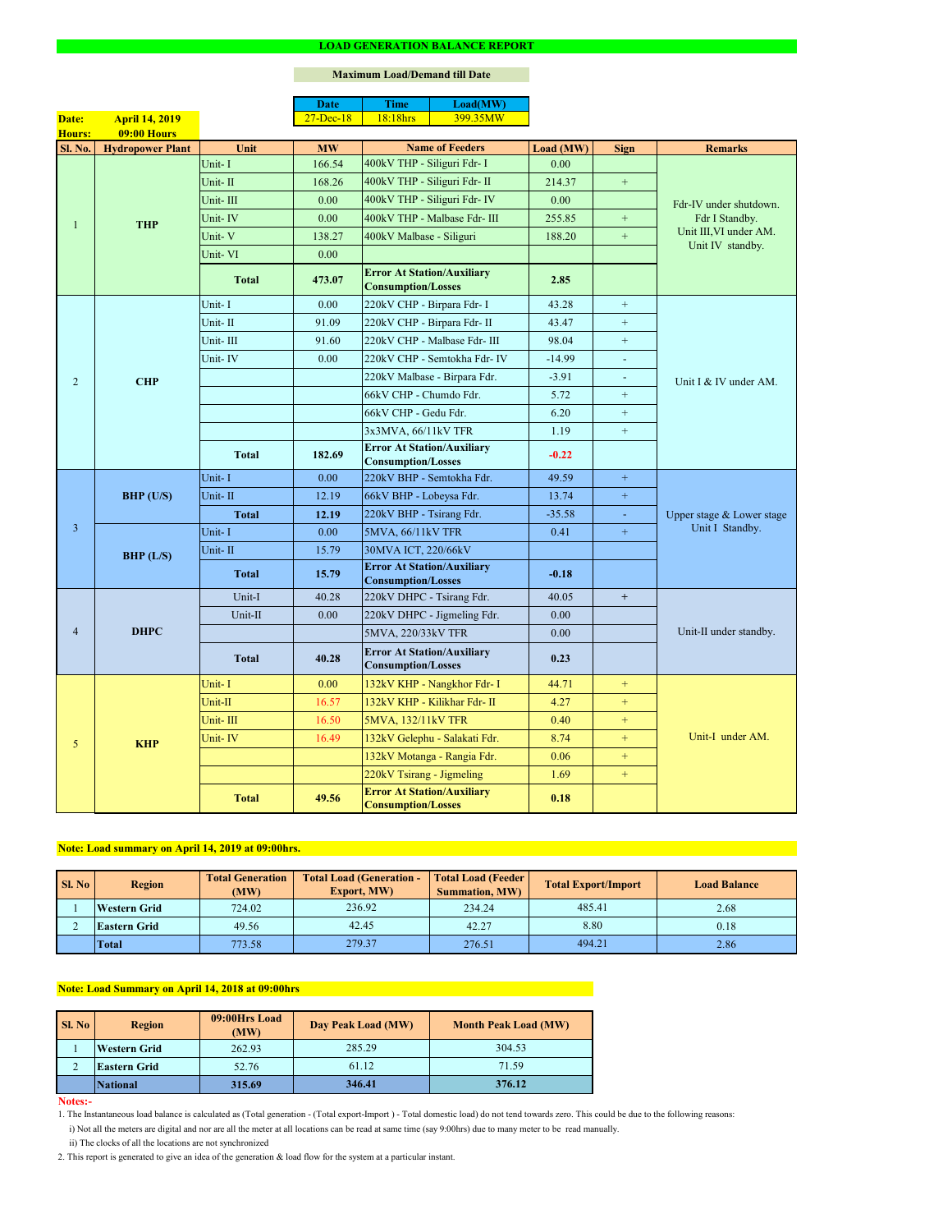# LOAD GENERATION BALANCE REPORT

**Maximum Load/Demand till Date**

| Date | Time | Load(MW) |
|---|---|---|
| 27-Dec-18 | 18:18hrs | 399.35MW |

**Date:** April 14, 2019
**Hours:** 09:00 Hours

| Sl. No. | Hydropower Plant | Unit | MW | Name of Feeders | Load (MW) | Sign | Remarks |
|---|---|---|---|---|---|---|---|
| 1 | THP | Unit- I | 166.54 | 400kV THP - Siliguri Fdr- I | 0.00 | | Fdr-IV under shutdown. Fdr I Standby. Unit III,VI under AM. Unit IV standby. |
| | | Unit- II | 168.26 | 400kV THP - Siliguri Fdr- II | 214.37 | + | |
| | | Unit- III | 0.00 | 400kV THP - Siliguri Fdr- IV | 0.00 | | |
| | | Unit- IV | 0.00 | 400kV THP - Malbase Fdr- III | 255.85 | + | |
| | | Unit- V | 138.27 | 400kV Malbase - Siliguri | 188.20 | + | |
| | | Unit- VI | 0.00 | | | | |
| | | **Total** | **473.07** | **Error At Station/Auxiliary Consumption/Losses** | **2.85** | | |
| 2 | CHP | Unit- I | 0.00 | 220kV CHP - Birpara Fdr- I | 43.28 | + | Unit I & IV under AM. |
| | | Unit- II | 91.09 | 220kV CHP - Birpara Fdr- II | 43.47 | + | |
| | | Unit- III | 91.60 | 220kV CHP - Malbase Fdr- III | 98.04 | + | |
| | | Unit- IV | 0.00 | 220kV CHP - Semtokha Fdr- IV | -14.99 | - | |
| | | | | 220kV Malbase - Birpara Fdr. | -3.91 | - | |
| | | | | 66kV CHP - Chumdo Fdr. | 5.72 | + | |
| | | | | 66kV CHP - Gedu Fdr. | 6.20 | + | |
| | | | | 3x3MVA, 66/11kV TFR | 1.19 | + | |
| | | **Total** | **182.69** | **Error At Station/Auxiliary Consumption/Losses** | **-0.22** | | |
| 3 | BHP (U/S) | Unit- I | 0.00 | 220kV BHP - Semtokha Fdr. | 49.59 | + | Upper stage & Lower stage Unit I Standby. |
| | | Unit- II | 12.19 | 66kV BHP - Lobeysa Fdr. | 13.74 | + | |
| | | **Total** | **12.19** | 220kV BHP - Tsirang Fdr. | -35.58 | - | |
| | BHP (L/S) | Unit- I | 0.00 | 5MVA, 66/11kV TFR | 0.41 | + | |
| | | Unit- II | 15.79 | 30MVA ICT, 220/66kV | | | |
| | | **Total** | **15.79** | **Error At Station/Auxiliary Consumption/Losses** | **-0.18** | | |
| 4 | DHPC | Unit-I | 40.28 | 220kV DHPC - Tsirang Fdr. | 40.05 | + | Unit-II under standby. |
| | | Unit-II | 0.00 | 220kV DHPC - Jigmeling Fdr. | 0.00 | | |
| | | | | 5MVA, 220/33kV TFR | 0.00 | | |
| | | **Total** | **40.28** | **Error At Station/Auxiliary Consumption/Losses** | **0.23** | | |
| 5 | KHP | Unit- I | 0.00 | 132kV KHP - Nangkhor Fdr- I | 44.71 | + | Unit-I under AM. |
| | | Unit-II | 16.57 | 132kV KHP - Kilikhar Fdr- II | 4.27 | + | |
| | | Unit- III | 16.50 | 5MVA, 132/11kV TFR | 0.40 | + | |
| | | Unit- IV | 16.49 | 132kV Gelephu - Salakati Fdr. | 8.74 | + | |
| | | | | 132kV Motanga - Rangia Fdr. | 0.06 | + | |
| | | | | 220kV Tsirang - Jigmeling | 1.69 | + | |
| | | **Total** | **49.56** | **Error At Station/Auxiliary Consumption/Losses** | **0.18** | | |

**Note: Load summary on April 14, 2019 at 09:00hrs.**

| Sl. No | Region | Total Generation (MW) | Total Load (Generation - Export, MW) | Total Load (Feeder Summation, MW) | Total Export/Import | Load Balance |
|---|---|---|---|---|---|---|
| 1 | **Western Grid** | 724.02 | 236.92 | 234.24 | 485.41 | 2.68 |
| 2 | **Eastern Grid** | 49.56 | 42.45 | 42.27 | 8.80 | 0.18 |
| | **Total** | 773.58 | 279.37 | 276.51 | 494.21 | 2.86 |

**Note: Load Summary on April 14, 2018 at 09:00hrs**

| Sl. No | Region | 09:00Hrs Load (MW) | Day Peak Load (MW) | Month Peak Load (MW) |
|---|---|---|---|---|
| 1 | **Western Grid** | 262.93 | 285.29 | 304.53 |
| 2 | **Eastern Grid** | 52.76 | 61.12 | 71.59 |
| | **National** | **315.69** | **346.41** | **376.12** |

**Notes:-**

1. The Instantaneous load balance is calculated as (Total generation - (Total export-Import ) - Total domestic load) do not tend towards zero. This could be due to the following reasons:
   i) Not all the meters are digital and nor are all the meter at all locations can be read at same time (say 9:00hrs) due to many meter to be read manually.
   ii) The clocks of all the locations are not synchronized
2. This report is generated to give an idea of the generation & load flow for the system at a particular instant.